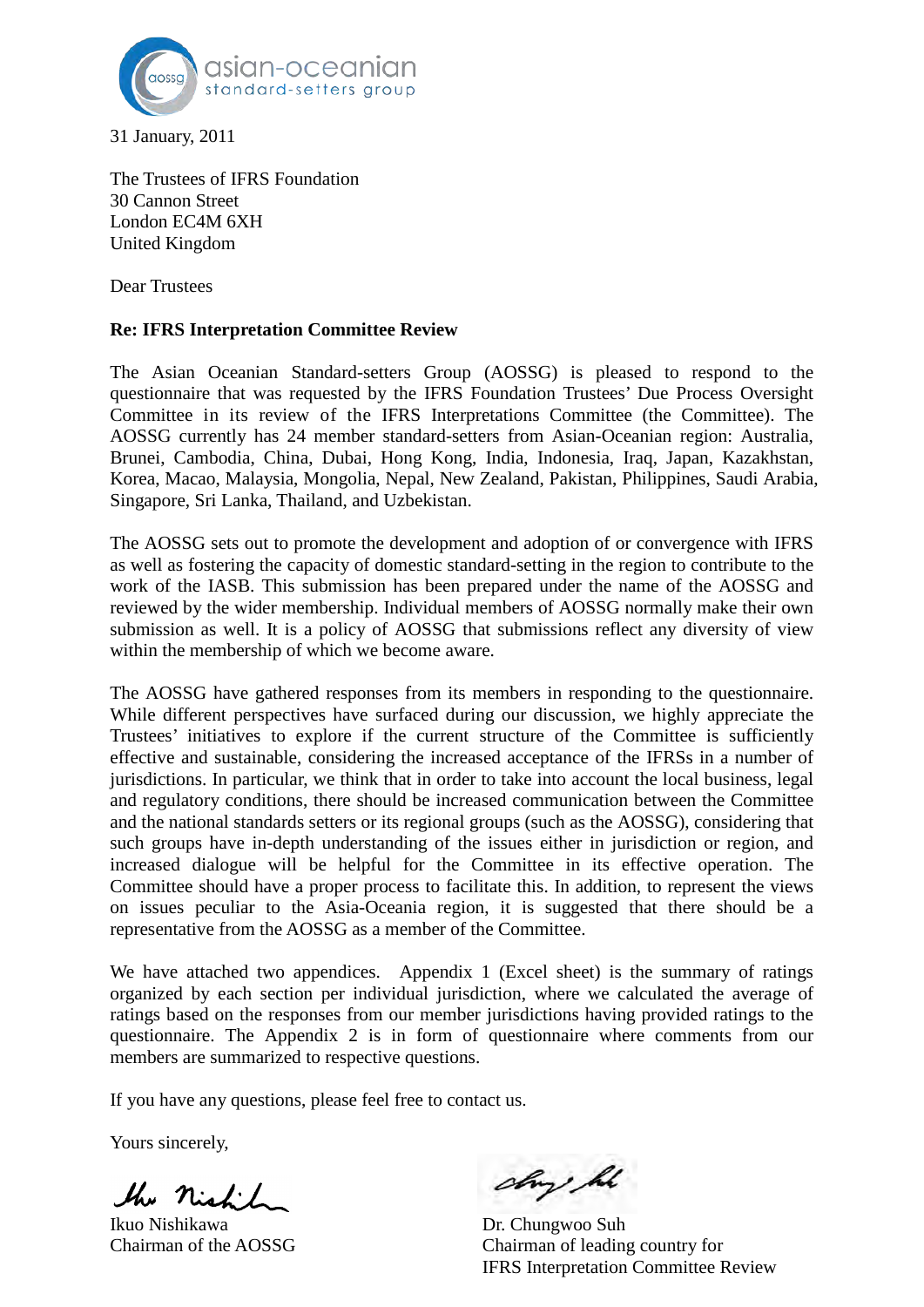asian-oceanian standard-setters group

31 January, 2011

The Trustees of IFRS Foundation
30 Cannon Street
London EC4M 6XH
United Kingdom

Dear Trustees

**Re: IFRS Interpretation Committee Review**

The Asian Oceanian Standard-setters Group (AOSSG) is pleased to respond to the questionnaire that was requested by the IFRS Foundation Trustees' Due Process Oversight Committee in its review of the IFRS Interpretations Committee (the Committee). The AOSSG currently has 24 member standard-setters from Asian-Oceanian region: Australia, Brunei, Cambodia, China, Dubai, Hong Kong, India, Indonesia, Iraq, Japan, Kazakhstan, Korea, Macao, Malaysia, Mongolia, Nepal, New Zealand, Pakistan, Philippines, Saudi Arabia, Singapore, Sri Lanka, Thailand, and Uzbekistan.

The AOSSG sets out to promote the development and adoption of or convergence with IFRS as well as fostering the capacity of domestic standard-setting in the region to contribute to the work of the IASB. This submission has been prepared under the name of the AOSSG and reviewed by the wider membership. Individual members of AOSSG normally make their own submission as well. It is a policy of AOSSG that submissions reflect any diversity of view within the membership of which we become aware.

The AOSSG have gathered responses from its members in responding to the questionnaire. While different perspectives have surfaced during our discussion, we highly appreciate the Trustees' initiatives to explore if the current structure of the Committee is sufficiently effective and sustainable, considering the increased acceptance of the IFRSs in a number of jurisdictions. In particular, we think that in order to take into account the local business, legal and regulatory conditions, there should be increased communication between the Committee and the national standards setters or its regional groups (such as the AOSSG), considering that such groups have in-depth understanding of the issues either in jurisdiction or region, and increased dialogue will be helpful for the Committee in its effective operation. The Committee should have a proper process to facilitate this. In addition, to represent the views on issues peculiar to the Asia-Oceania region, it is suggested that there should be a representative from the AOSSG as a member of the Committee.

We have attached two appendices. Appendix 1 (Excel sheet) is the summary of ratings organized by each section per individual jurisdiction, where we calculated the average of ratings based on the responses from our member jurisdictions having provided ratings to the questionnaire. The Appendix 2 is in form of questionnaire where comments from our members are summarized to respective questions.

If you have any questions, please feel free to contact us.

Yours sincerely,

Ikuo Nishikawa
Chairman of the AOSSG

Dr. Chungwoo Suh
Chairman of leading country for
IFRS Interpretation Committee Review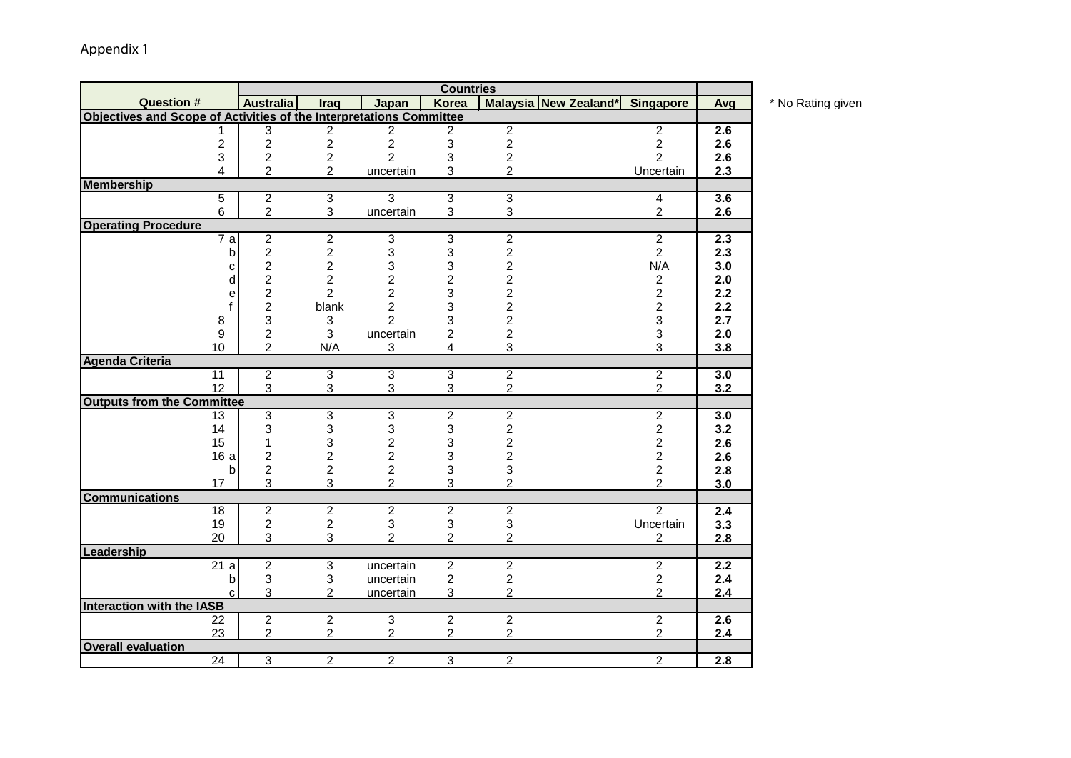Appendix 1

| Question # | Countries | | | | | | | Avg |
|---|---|---|---|---|---|---|---|---|
| | Australia | Iraq | Japan | Korea | Malaysia | New Zealand* | Singapore | |
| **Objectives and Scope of Activities of the Interpretations Committee** | | | | | | | | |
| 1 | 3 | 2 | 2 | 2 | 2 | | 2 | **2.6** |
| 2 | 2 | 2 | 2 | 3 | 2 | | 2 | **2.6** |
| 3 | 2 | 2 | 2 | 3 | 2 | | 2 | **2.6** |
| 4 | 2 | 2 | uncertain | 3 | 2 | | Uncertain | **2.3** |
| **Membership** | | | | | | | | |
| 5 | 2 | 3 | 3 | 3 | 3 | | 4 | **3.6** |
| 6 | 2 | 3 | uncertain | 3 | 3 | | 2 | **2.6** |
| **Operating Procedure** | | | | | | | | |
| 7 a | 2 | 2 | 3 | 3 | 2 | | 2 | **2.3** |
| b | 2 | 2 | 3 | 3 | 2 | | 2 | **2.3** |
| c | 2 | 2 | 3 | 3 | 2 | | N/A | **3.0** |
| d | 2 | 2 | 2 | 2 | 2 | | 2 | **2.0** |
| e | 2 | 2 | 2 | 3 | 2 | | 2 | **2.2** |
| f | 2 | blank | 2 | 3 | 2 | | 2 | **2.2** |
| 8 | 3 | 3 | 2 | 3 | 2 | | 3 | **2.7** |
| 9 | 2 | 3 | uncertain | 2 | 2 | | 3 | **2.0** |
| 10 | 2 | N/A | 3 | 4 | 3 | | 3 | **3.8** |
| **Agenda Criteria** | | | | | | | | |
| 11 | 2 | 3 | 3 | 3 | 2 | | 2 | **3.0** |
| 12 | 3 | 3 | 3 | 3 | 2 | | 2 | **3.2** |
| **Outputs from the Committee** | | | | | | | | |
| 13 | 3 | 3 | 3 | 2 | 2 | | 2 | **3.0** |
| 14 | 3 | 3 | 3 | 3 | 2 | | 2 | **3.2** |
| 15 | 1 | 3 | 2 | 3 | 2 | | 2 | **2.6** |
| 16 a | 2 | 2 | 2 | 3 | 2 | | 2 | **2.6** |
| b | 2 | 2 | 2 | 3 | 3 | | 2 | **2.8** |
| 17 | 3 | 3 | 2 | 3 | 2 | | 2 | **3.0** |
| **Communications** | | | | | | | | |
| 18 | 2 | 2 | 2 | 2 | 2 | | 2 | **2.4** |
| 19 | 2 | 2 | 3 | 3 | 3 | | Uncertain | **3.3** |
| 20 | 3 | 3 | 2 | 2 | 2 | | 2 | **2.8** |
| **Leadership** | | | | | | | | |
| 21 a | 2 | 3 | uncertain | 2 | 2 | | 2 | **2.2** |
| b | 3 | 3 | uncertain | 2 | 2 | | 2 | **2.4** |
| c | 3 | 2 | uncertain | 3 | 2 | | 2 | **2.4** |
| **Interaction with the IASB** | | | | | | | | |
| 22 | 2 | 2 | 3 | 2 | 2 | | 2 | **2.6** |
| 23 | 2 | 2 | 2 | 2 | 2 | | 2 | **2.4** |
| **Overall evaluation** | | | | | | | | |
| 24 | 3 | 2 | 2 | 3 | 2 | | 2 | **2.8** |

* No Rating given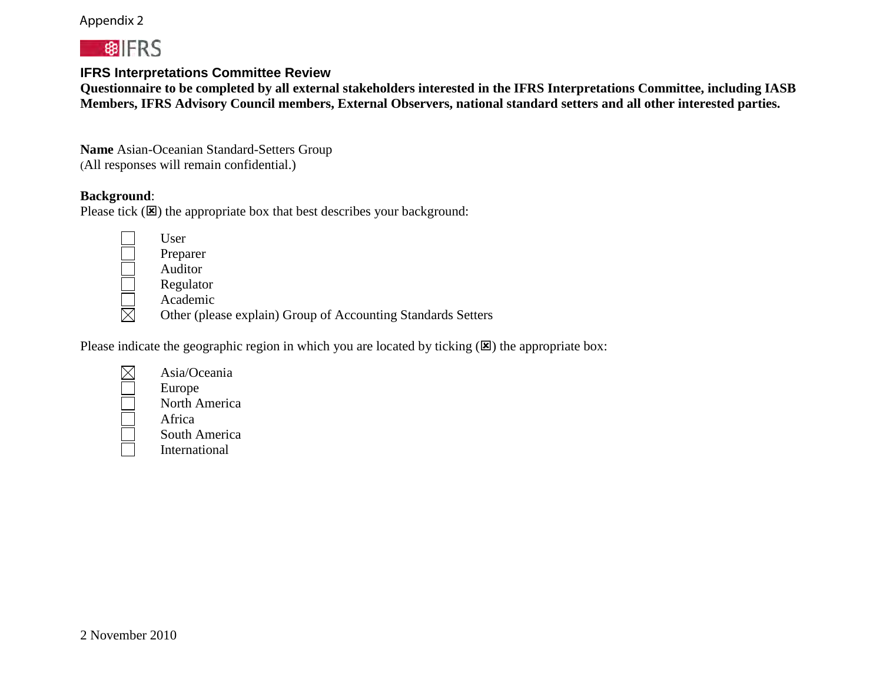Appendix 2

IFRS

**IFRS Interpretations Committee Review**

**Questionnaire to be completed by all external stakeholders interested in the IFRS Interpretations Committee, including IASB Members, IFRS Advisory Council members, External Observers, national standard setters and all other interested parties.**

**Name** Asian-Oceanian Standard-Setters Group
(All responses will remain confidential.)

**Background**:
Please tick (☒) the appropriate box that best describes your background:

- ☐ User
- ☐ Preparer
- ☐ Auditor
- ☐ Regulator
- ☐ Academic
- ☒ Other (please explain) Group of Accounting Standards Setters

Please indicate the geographic region in which you are located by ticking (☒) the appropriate box:

- ☒ Asia/Oceania
- ☐ Europe
- ☐ North America
- ☐ Africa
- ☐ South America
- ☐ International

2 November 2010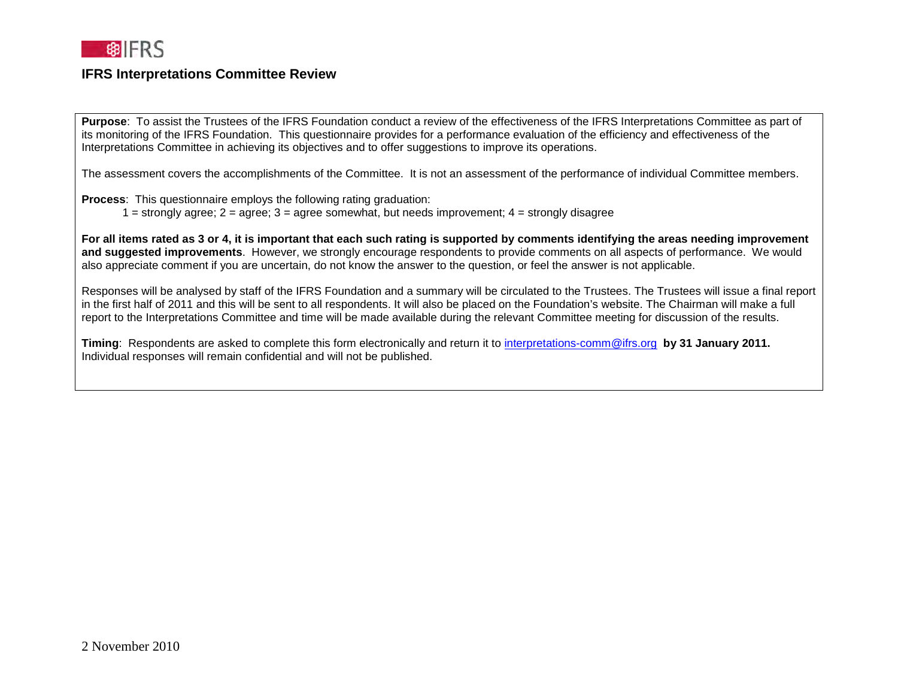# IFRS Interpretations Committee Review

**Purpose**: To assist the Trustees of the IFRS Foundation conduct a review of the effectiveness of the IFRS Interpretations Committee as part of its monitoring of the IFRS Foundation. This questionnaire provides for a performance evaluation of the efficiency and effectiveness of the Interpretations Committee in achieving its objectives and to offer suggestions to improve its operations.

The assessment covers the accomplishments of the Committee. It is not an assessment of the performance of individual Committee members.

**Process**: This questionnaire employs the following rating graduation:

1 = strongly agree; 2 = agree; 3 = agree somewhat, but needs improvement; 4 = strongly disagree

**For all items rated as 3 or 4, it is important that each such rating is supported by comments identifying the areas needing improvement and suggested improvements**. However, we strongly encourage respondents to provide comments on all aspects of performance. We would also appreciate comment if you are uncertain, do not know the answer to the question, or feel the answer is not applicable.

Responses will be analysed by staff of the IFRS Foundation and a summary will be circulated to the Trustees. The Trustees will issue a final report in the first half of 2011 and this will be sent to all respondents. It will also be placed on the Foundation's website. The Chairman will make a full report to the Interpretations Committee and time will be made available during the relevant Committee meeting for discussion of the results.

**Timing**: Respondents are asked to complete this form electronically and return it to interpretations-comm@ifrs.org **by 31 January 2011.** Individual responses will remain confidential and will not be published.

2 November 2010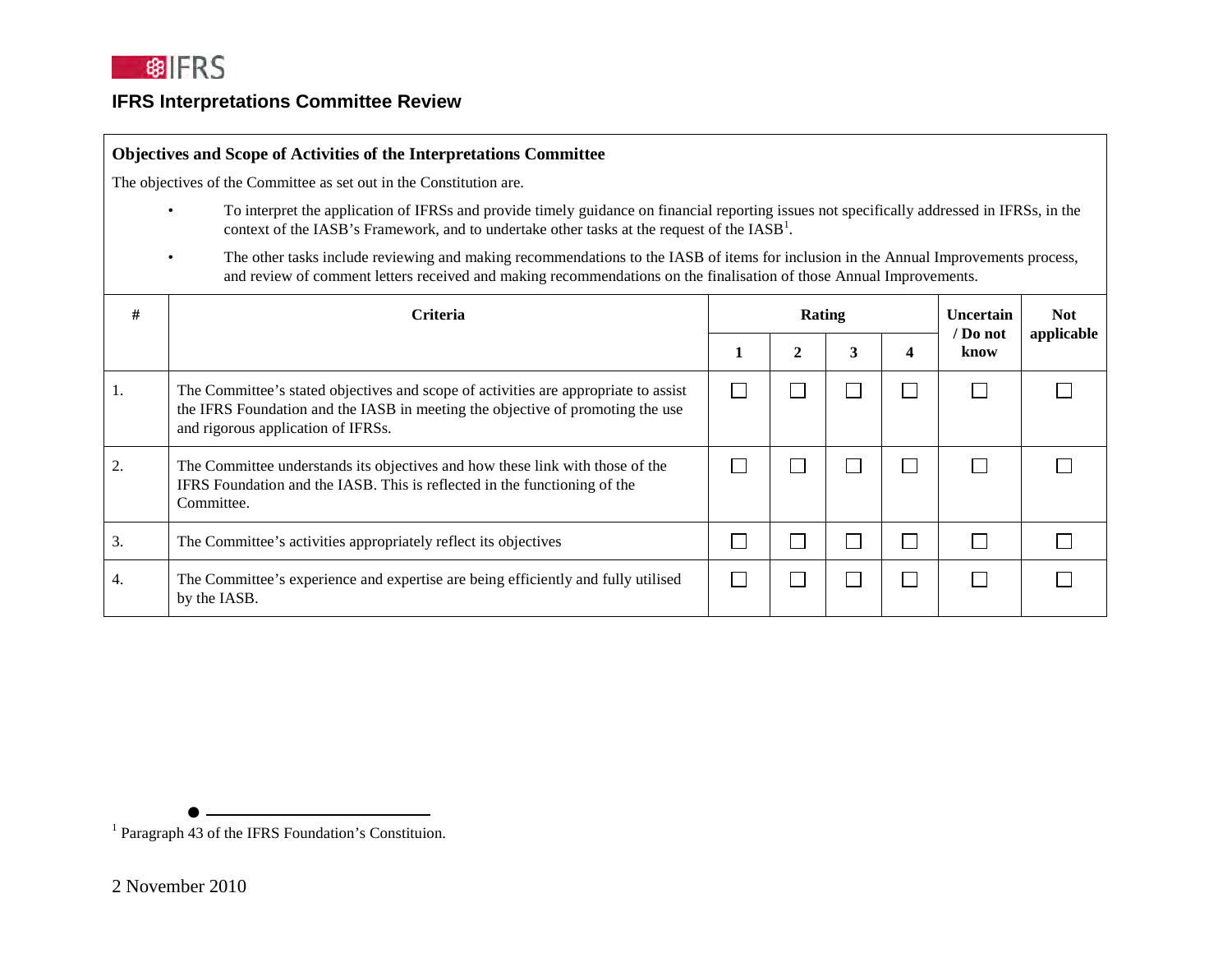## IFRS Interpretations Committee Review

**Objectives and Scope of Activities of the Interpretations Committee**

The objectives of the Committee as set out in the Constitution are.

- To interpret the application of IFRSs and provide timely guidance on financial reporting issues not specifically addressed in IFRSs, in the context of the IASB's Framework, and to undertake other tasks at the request of the IASB[1].
- The other tasks include reviewing and making recommendations to the IASB of items for inclusion in the Annual Improvements process, and review of comment letters received and making recommendations on the finalisation of those Annual Improvements.

| # | Criteria | Rating | | | | Uncertain / Do not know | Not applicable |
|---|---|---|---|---|---|---|---|
| | | 1 | 2 | 3 | 4 | | |
| 1. | The Committee's stated objectives and scope of activities are appropriate to assist the IFRS Foundation and the IASB in meeting the objective of promoting the use and rigorous application of IFRSs. | ☐ | ☐ | ☐ | ☐ | ☐ | ☐ |
| 2. | The Committee understands its objectives and how these link with those of the IFRS Foundation and the IASB. This is reflected in the functioning of the Committee. | ☐ | ☐ | ☐ | ☐ | ☐ | ☐ |
| 3. | The Committee's activities appropriately reflect its objectives | ☐ | ☐ | ☐ | ☐ | ☐ | ☐ |
| 4. | The Committee's experience and expertise are being efficiently and fully utilised by the IASB. | ☐ | ☐ | ☐ | ☐ | ☐ | ☐ |

[1] Paragraph 43 of the IFRS Foundation's Constituion.

2 November 2010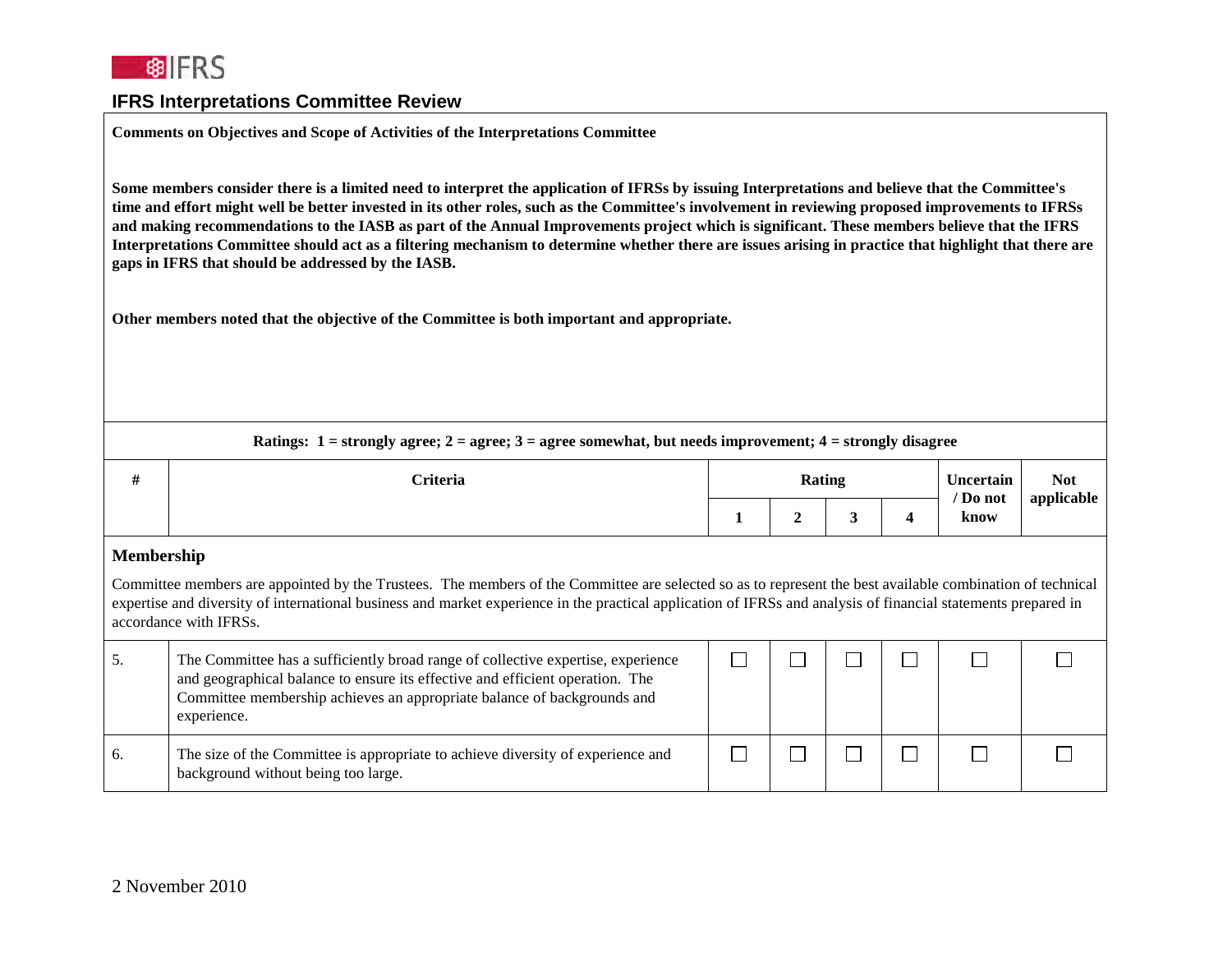## IFRS Interpretations Committee Review

**Comments on Objectives and Scope of Activities of the Interpretations Committee**

**Some members consider there is a limited need to interpret the application of IFRSs by issuing Interpretations and believe that the Committee's time and effort might well be better invested in its other roles, such as the Committee's involvement in reviewing proposed improvements to IFRSs and making recommendations to the IASB as part of the Annual Improvements project which is significant. These members believe that the IFRS Interpretations Committee should act as a filtering mechanism to determine whether there are issues arising in practice that highlight that there are gaps in IFRS that should be addressed by the IASB.**

**Other members noted that the objective of the Committee is both important and appropriate.**

**Ratings: 1 = strongly agree; 2 = agree; 3 = agree somewhat, but needs improvement; 4 = strongly disagree**

| # | Criteria | Rating | | | | Uncertain / Do not know | Not applicable |
|---|---|---|---|---|---|---|---|
| | | 1 | 2 | 3 | 4 | | |
| **Membership** | | | | | | | |
| | Committee members are appointed by the Trustees. The members of the Committee are selected so as to represent the best available combination of technical expertise and diversity of international business and market experience in the practical application of IFRSs and analysis of financial statements prepared in accordance with IFRSs. | | | | | | |
| 5. | The Committee has a sufficiently broad range of collective expertise, experience and geographical balance to ensure its effective and efficient operation. The Committee membership achieves an appropriate balance of backgrounds and experience. | ☐ | ☐ | ☐ | ☐ | ☐ | ☐ |
| 6. | The size of the Committee is appropriate to achieve diversity of experience and background without being too large. | ☐ | ☐ | ☐ | ☐ | ☐ | ☐ |

2 November 2010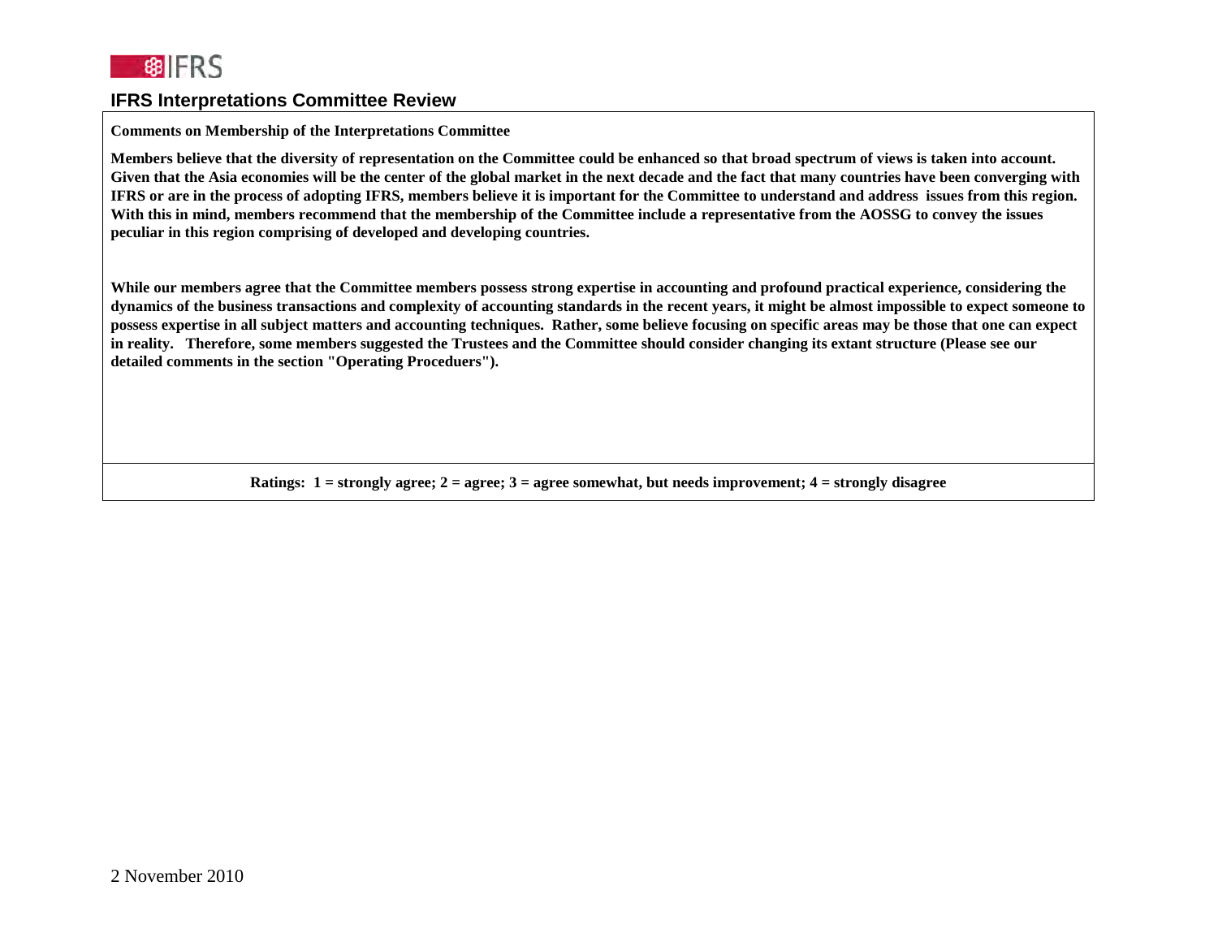## IFRS Interpretations Committee Review

**Comments on Membership of the Interpretations Committee**

**Members believe that the diversity of representation on the Committee could be enhanced so that broad spectrum of views is taken into account. Given that the Asia economies will be the center of the global market in the next decade and the fact that many countries have been converging with IFRS or are in the process of adopting IFRS, members believe it is important for the Committee to understand and address issues from this region. With this in mind, members recommend that the membership of the Committee include a representative from the AOSSG to convey the issues peculiar in this region comprising of developed and developing countries.**

**While our members agree that the Committee members possess strong expertise in accounting and profound practical experience, considering the dynamics of the business transactions and complexity of accounting standards in the recent years, it might be almost impossible to expect someone to possess expertise in all subject matters and accounting techniques. Rather, some believe focusing on specific areas may be those that one can expect in reality. Therefore, some members suggested the Trustees and the Committee should consider changing its extant structure (Please see our detailed comments in the section "Operating Proceduers").**

**Ratings: 1 = strongly agree; 2 = agree; 3 = agree somewhat, but needs improvement; 4 = strongly disagree**

2 November 2010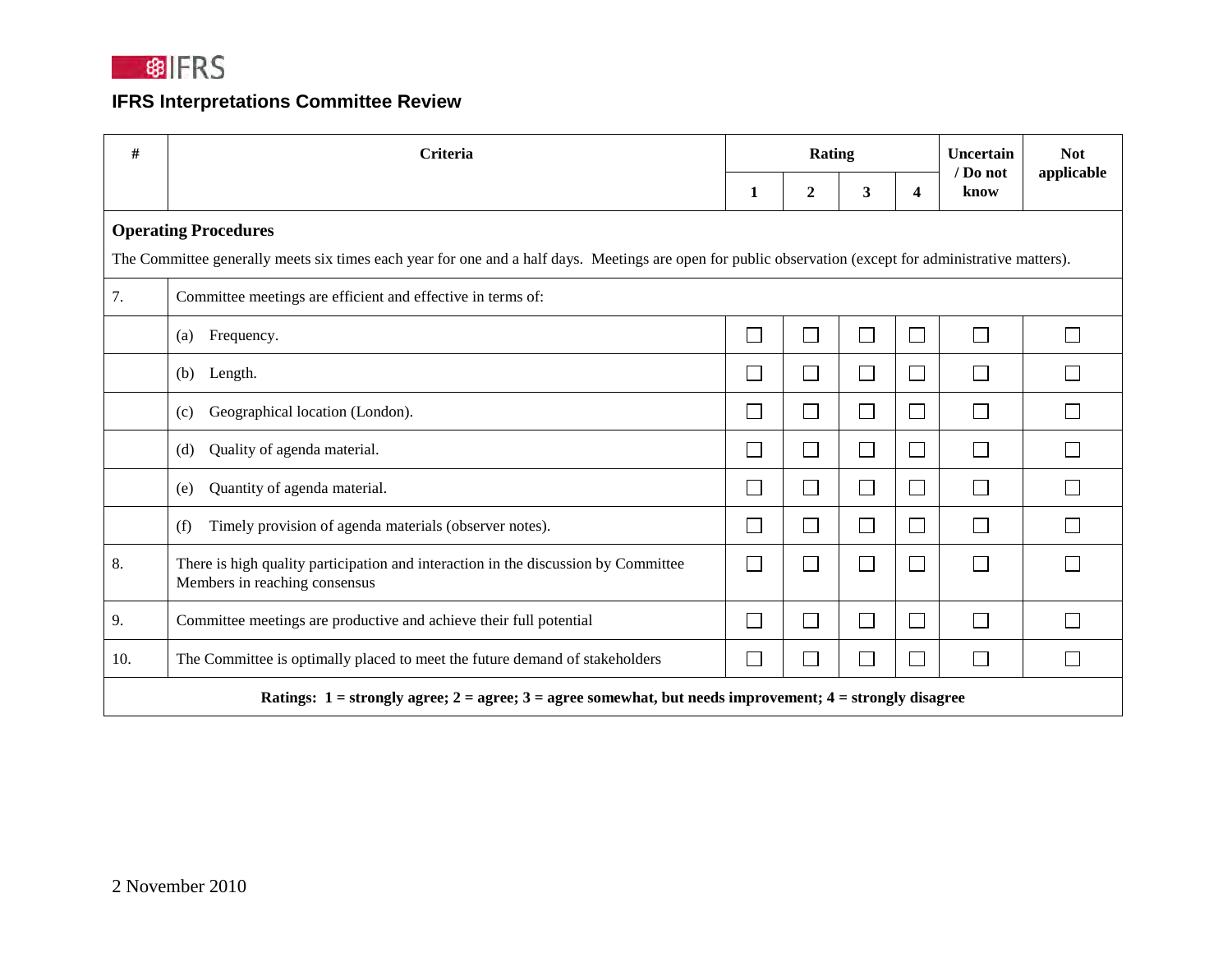## IFRS Interpretations Committee Review

| # | Criteria | Rating | | | | Uncertain / Do not know | Not applicable |
|---|---|---|---|---|---|---|---|
| | | 1 | 2 | 3 | 4 | | |
| **Operating Procedures** The Committee generally meets six times each year for one and a half days. Meetings are open for public observation (except for administrative matters). | | | | | | | |
| 7. | Committee meetings are efficient and effective in terms of: | | | | | | |
| | (a) Frequency. | ☐ | ☐ | ☐ | ☐ | ☐ | ☐ |
| | (b) Length. | ☐ | ☐ | ☐ | ☐ | ☐ | ☐ |
| | (c) Geographical location (London). | ☐ | ☐ | ☐ | ☐ | ☐ | ☐ |
| | (d) Quality of agenda material. | ☐ | ☐ | ☐ | ☐ | ☐ | ☐ |
| | (e) Quantity of agenda material. | ☐ | ☐ | ☐ | ☐ | ☐ | ☐ |
| | (f) Timely provision of agenda materials (observer notes). | ☐ | ☐ | ☐ | ☐ | ☐ | ☐ |
| 8. | There is high quality participation and interaction in the discussion by Committee Members in reaching consensus | ☐ | ☐ | ☐ | ☐ | ☐ | ☐ |
| 9. | Committee meetings are productive and achieve their full potential | ☐ | ☐ | ☐ | ☐ | ☐ | ☐ |
| 10. | The Committee is optimally placed to meet the future demand of stakeholders | ☐ | ☐ | ☐ | ☐ | ☐ | ☐ |

**Ratings: 1 = strongly agree; 2 = agree; 3 = agree somewhat, but needs improvement; 4 = strongly disagree**

2 November 2010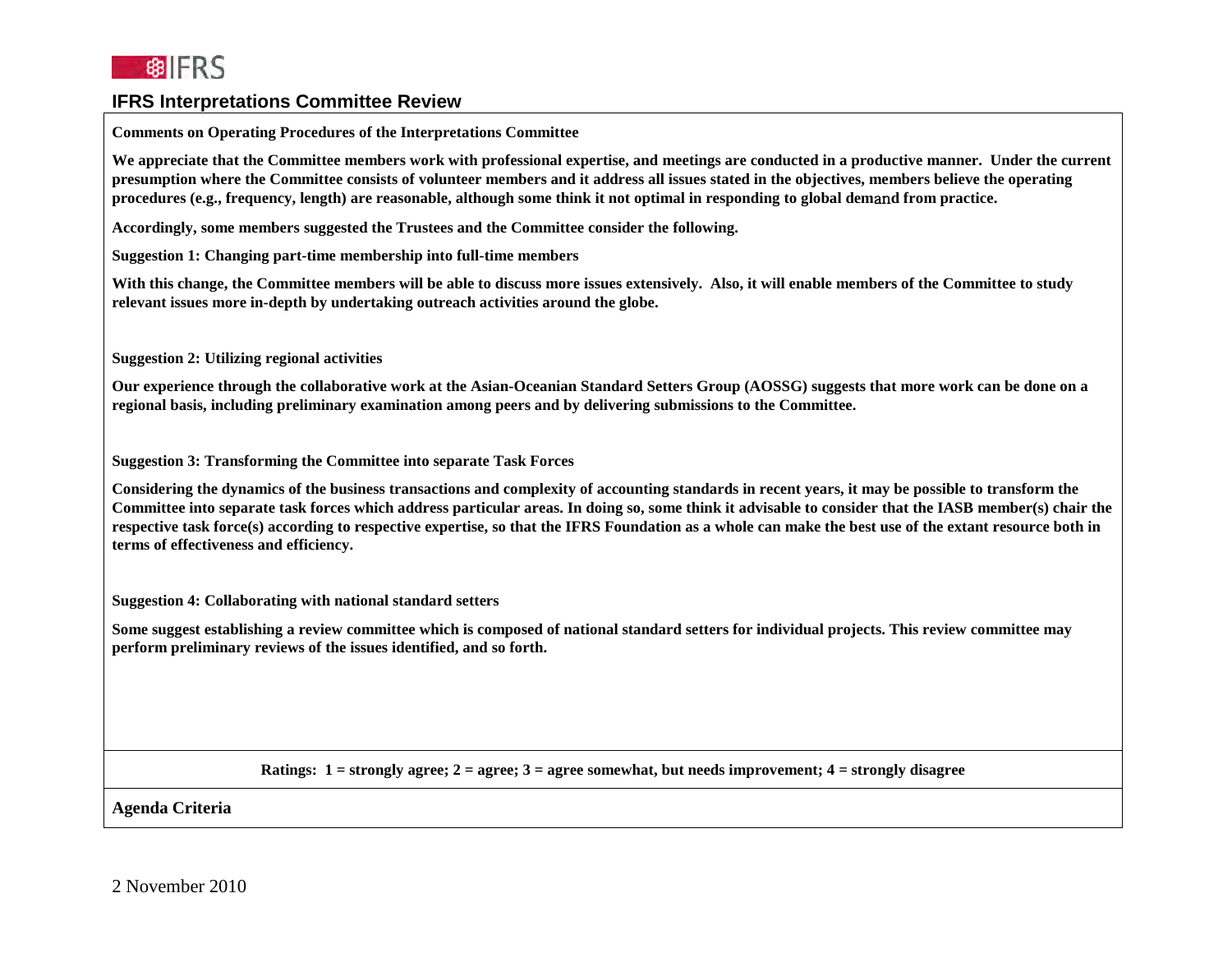## IFRS Interpretations Committee Review

**Comments on Operating Procedures of the Interpretations Committee**

**We appreciate that the Committee members work with professional expertise, and meetings are conducted in a productive manner. Under the current presumption where the Committee consists of volunteer members and it address all issues stated in the objectives, members believe the operating procedures (e.g., frequency, length) are reasonable, although some think it not optimal in responding to global demand from practice.**

**Accordingly, some members suggested the Trustees and the Committee consider the following.**

**Suggestion 1: Changing part-time membership into full-time members**

**With this change, the Committee members will be able to discuss more issues extensively. Also, it will enable members of the Committee to study relevant issues more in-depth by undertaking outreach activities around the globe.**

**Suggestion 2: Utilizing regional activities**

**Our experience through the collaborative work at the Asian-Oceanian Standard Setters Group (AOSSG) suggests that more work can be done on a regional basis, including preliminary examination among peers and by delivering submissions to the Committee.**

**Suggestion 3: Transforming the Committee into separate Task Forces**

**Considering the dynamics of the business transactions and complexity of accounting standards in recent years, it may be possible to transform the Committee into separate task forces which address particular areas. In doing so, some think it advisable to consider that the IASB member(s) chair the respective task force(s) according to respective expertise, so that the IFRS Foundation as a whole can make the best use of the extant resource both in terms of effectiveness and efficiency.**

**Suggestion 4: Collaborating with national standard setters**

**Some suggest establishing a review committee which is composed of national standard setters for individual projects. This review committee may perform preliminary reviews of the issues identified, and so forth.**

**Ratings: 1 = strongly agree; 2 = agree; 3 = agree somewhat, but needs improvement; 4 = strongly disagree**

**Agenda Criteria**

2 November 2010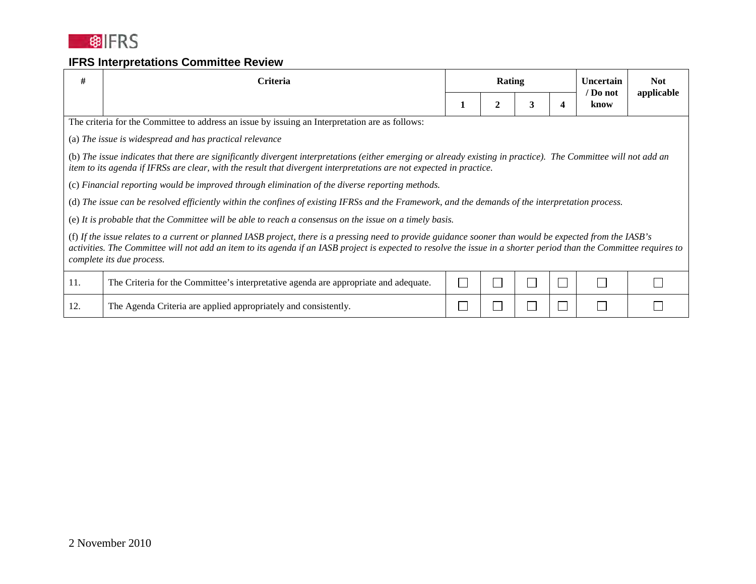## IFRS Interpretations Committee Review

| # | Criteria | Rating | | | | Uncertain / Do not know | Not applicable |
|---|---|---|---|---|---|---|---|
| | | 1 | 2 | 3 | 4 | | |
| The criteria for the Committee to address an issue by issuing an Interpretation are as follows:<br><br>(a) *The issue is widespread and has practical relevance*<br><br>(b) *The issue indicates that there are significantly divergent interpretations (either emerging or already existing in practice). The Committee will not add an item to its agenda if IFRSs are clear, with the result that divergent interpretations are not expected in practice.*<br><br>(c) *Financial reporting would be improved through elimination of the diverse reporting methods.*<br><br>(d) *The issue can be resolved efficiently within the confines of existing IFRSs and the Framework, and the demands of the interpretation process.*<br><br>(e) *It is probable that the Committee will be able to reach a consensus on the issue on a timely basis.*<br><br>(f) *If the issue relates to a current or planned IASB project, there is a pressing need to provide guidance sooner than would be expected from the IASB's activities. The Committee will not add an item to its agenda if an IASB project is expected to resolve the issue in a shorter period than the Committee requires to complete its due process.* | | | | | | | |
| 11. | The Criteria for the Committee's interpretative agenda are appropriate and adequate. | ☐ | ☐ | ☐ | ☐ | ☐ | ☐ |
| 12. | The Agenda Criteria are applied appropriately and consistently. | ☐ | ☐ | ☐ | ☐ | ☐ | ☐ |

2 November 2010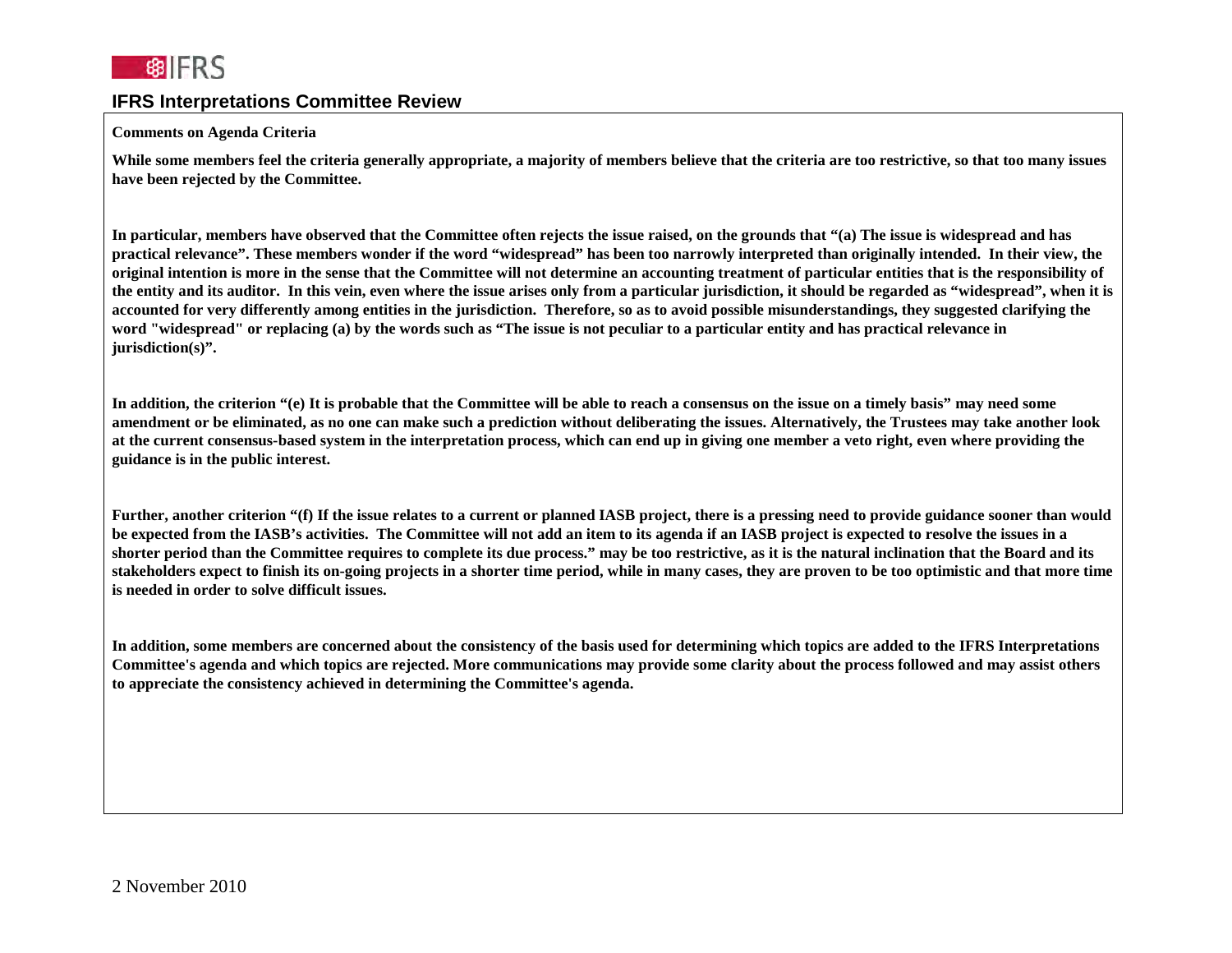## IFRS Interpretations Committee Review

**Comments on Agenda Criteria**

**While some members feel the criteria generally appropriate, a majority of members believe that the criteria are too restrictive, so that too many issues have been rejected by the Committee.**

**In particular, members have observed that the Committee often rejects the issue raised, on the grounds that "(a) The issue is widespread and has practical relevance". These members wonder if the word "widespread" has been too narrowly interpreted than originally intended. In their view, the original intention is more in the sense that the Committee will not determine an accounting treatment of particular entities that is the responsibility of the entity and its auditor. In this vein, even where the issue arises only from a particular jurisdiction, it should be regarded as "widespread", when it is accounted for very differently among entities in the jurisdiction. Therefore, so as to avoid possible misunderstandings, they suggested clarifying the word "widespread" or replacing (a) by the words such as "The issue is not peculiar to a particular entity and has practical relevance in jurisdiction(s)".**

**In addition, the criterion "(e) It is probable that the Committee will be able to reach a consensus on the issue on a timely basis" may need some amendment or be eliminated, as no one can make such a prediction without deliberating the issues. Alternatively, the Trustees may take another look at the current consensus-based system in the interpretation process, which can end up in giving one member a veto right, even where providing the guidance is in the public interest.**

**Further, another criterion "(f) If the issue relates to a current or planned IASB project, there is a pressing need to provide guidance sooner than would be expected from the IASB's activities. The Committee will not add an item to its agenda if an IASB project is expected to resolve the issues in a shorter period than the Committee requires to complete its due process." may be too restrictive, as it is the natural inclination that the Board and its stakeholders expect to finish its on-going projects in a shorter time period, while in many cases, they are proven to be too optimistic and that more time is needed in order to solve difficult issues.**

**In addition, some members are concerned about the consistency of the basis used for determining which topics are added to the IFRS Interpretations Committee's agenda and which topics are rejected. More communications may provide some clarity about the process followed and may assist others to appreciate the consistency achieved in determining the Committee's agenda.**

2 November 2010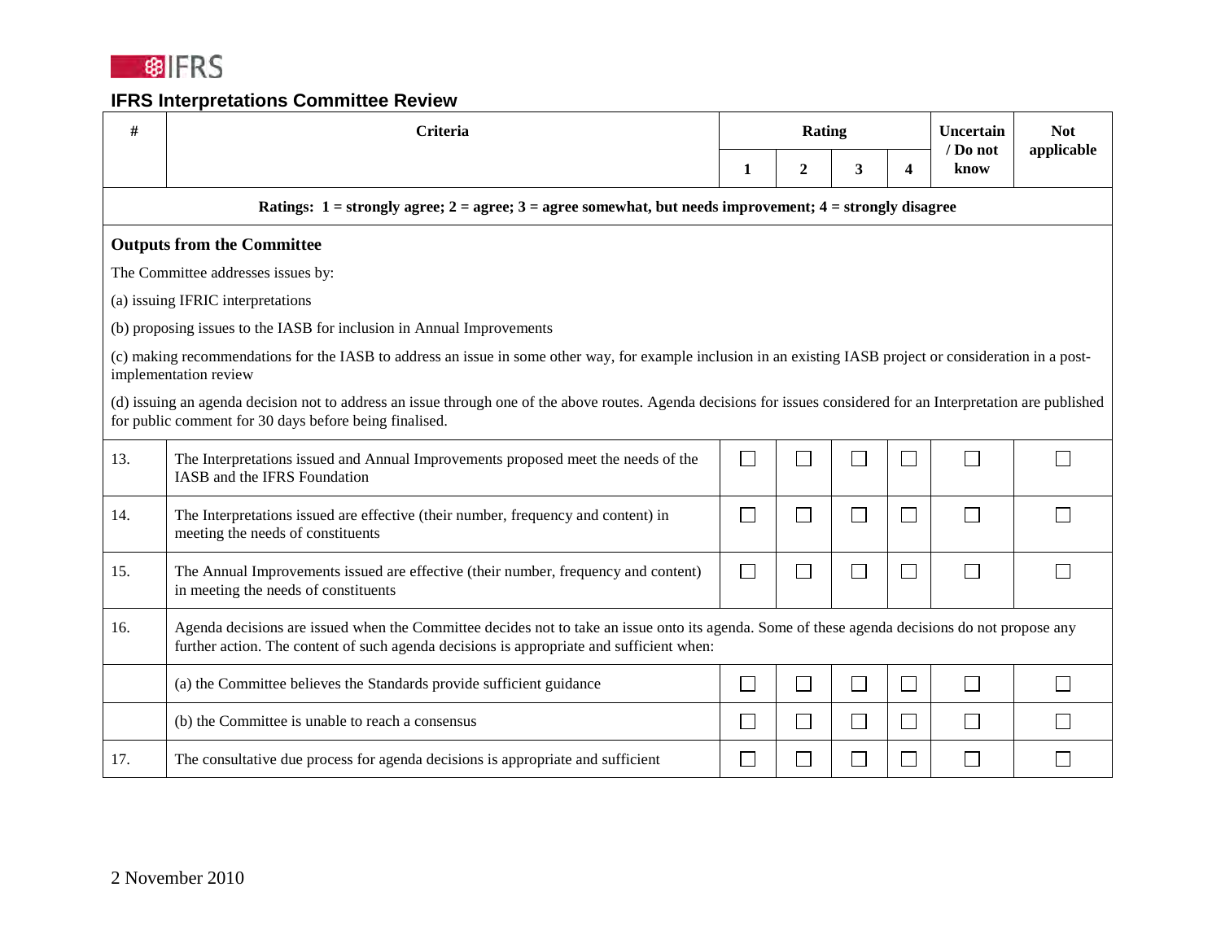## IFRS Interpretations Committee Review

| # | Criteria | Rating | | | | Uncertain / Do not know | Not applicable |
|---|---|---|---|---|---|---|---|
| | | 1 | 2 | 3 | 4 | | |
| **Ratings: 1 = strongly agree; 2 = agree; 3 = agree somewhat, but needs improvement; 4 = strongly disagree** | | | | | | | |

**Outputs from the Committee**

The Committee addresses issues by:

(a) issuing IFRIC interpretations

(b) proposing issues to the IASB for inclusion in Annual Improvements

(c) making recommendations for the IASB to address an issue in some other way, for example inclusion in an existing IASB project or consideration in a post-implementation review

(d) issuing an agenda decision not to address an issue through one of the above routes. Agenda decisions for issues considered for an Interpretation are published for public comment for 30 days before being finalised.

| # | Criteria | 1 | 2 | 3 | 4 | Uncertain / Do not know | Not applicable |
|---|---|---|---|---|---|---|---|
| 13. | The Interpretations issued and Annual Improvements proposed meet the needs of the IASB and the IFRS Foundation | ☐ | ☐ | ☐ | ☐ | ☐ | ☐ |
| 14. | The Interpretations issued are effective (their number, frequency and content) in meeting the needs of constituents | ☐ | ☐ | ☐ | ☐ | ☐ | ☐ |
| 15. | The Annual Improvements issued are effective (their number, frequency and content) in meeting the needs of constituents | ☐ | ☐ | ☐ | ☐ | ☐ | ☐ |
| 16. | Agenda decisions are issued when the Committee decides not to take an issue onto its agenda. Some of these agenda decisions do not propose any further action. The content of such agenda decisions is appropriate and sufficient when: | | | | | | |
| | (a) the Committee believes the Standards provide sufficient guidance | ☐ | ☐ | ☐ | ☐ | ☐ | ☐ |
| | (b) the Committee is unable to reach a consensus | ☐ | ☐ | ☐ | ☐ | ☐ | ☐ |
| 17. | The consultative due process for agenda decisions is appropriate and sufficient | ☐ | ☐ | ☐ | ☐ | ☐ | ☐ |

2 November 2010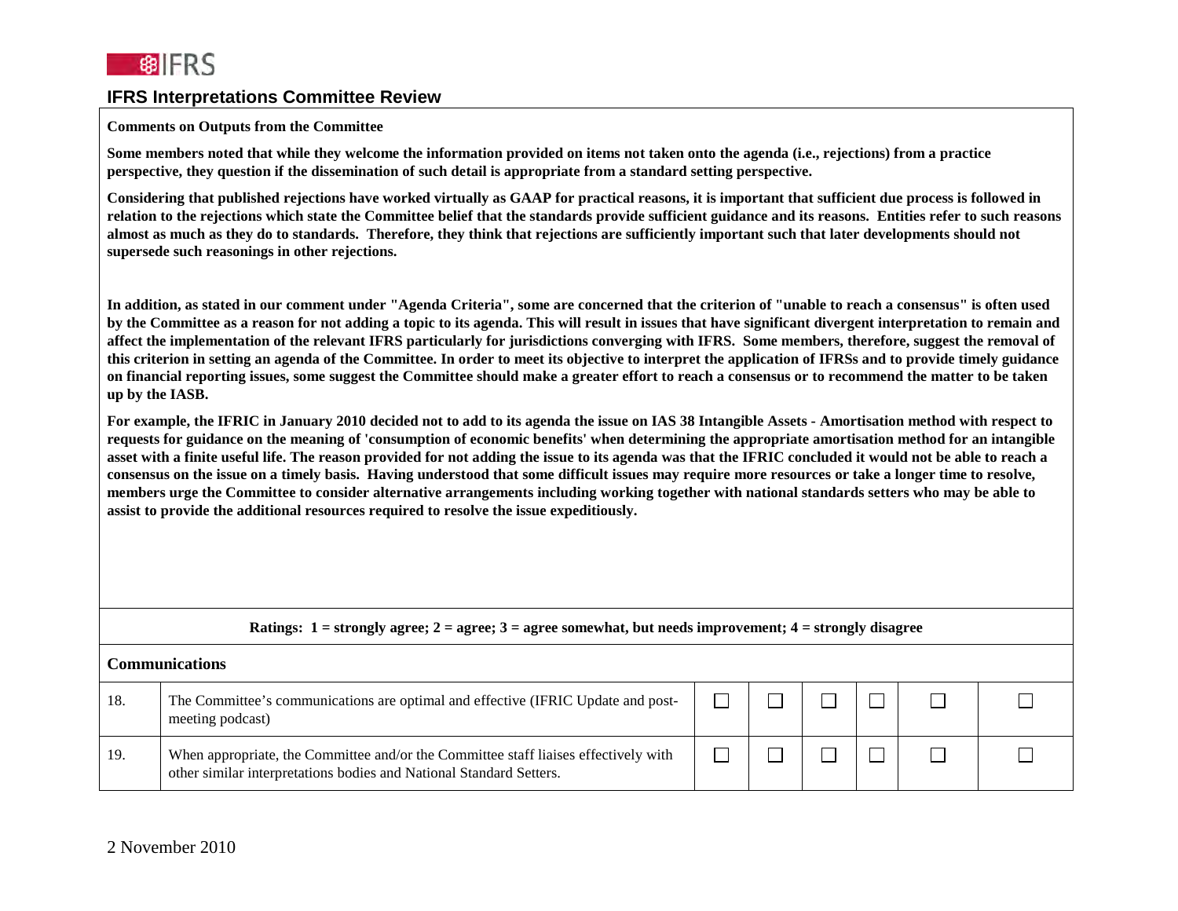## IFRS Interpretations Committee Review

**Comments on Outputs from the Committee**

**Some members noted that while they welcome the information provided on items not taken onto the agenda (i.e., rejections) from a practice perspective, they question if the dissemination of such detail is appropriate from a standard setting perspective.**

**Considering that published rejections have worked virtually as GAAP for practical reasons, it is important that sufficient due process is followed in relation to the rejections which state the Committee belief that the standards provide sufficient guidance and its reasons. Entities refer to such reasons almost as much as they do to standards. Therefore, they think that rejections are sufficiently important such that later developments should not supersede such reasonings in other rejections.**

**In addition, as stated in our comment under "Agenda Criteria", some are concerned that the criterion of "unable to reach a consensus" is often used by the Committee as a reason for not adding a topic to its agenda. This will result in issues that have significant divergent interpretation to remain and affect the implementation of the relevant IFRS particularly for jurisdictions converging with IFRS. Some members, therefore, suggest the removal of this criterion in setting an agenda of the Committee. In order to meet its objective to interpret the application of IFRSs and to provide timely guidance on financial reporting issues, some suggest the Committee should make a greater effort to reach a consensus or to recommend the matter to be taken up by the IASB.**

**For example, the IFRIC in January 2010 decided not to add to its agenda the issue on IAS 38 Intangible Assets - Amortisation method with respect to requests for guidance on the meaning of 'consumption of economic benefits' when determining the appropriate amortisation method for an intangible asset with a finite useful life. The reason provided for not adding the issue to its agenda was that the IFRIC concluded it would not be able to reach a consensus on the issue on a timely basis. Having understood that some difficult issues may require more resources or take a longer time to resolve, members urge the Committee to consider alternative arrangements including working together with national standards setters who may be able to assist to provide the additional resources required to resolve the issue expeditiously.**

**Ratings: 1 = strongly agree; 2 = agree; 3 = agree somewhat, but needs improvement; 4 = strongly disagree**

### Communications

| | | | | | | | |
|---|---|---|---|---|---|---|---|
| 18. | The Committee's communications are optimal and effective (IFRIC Update and post-meeting podcast) | ☐ | ☐ | ☐ | ☐ | ☐ | ☐ |
| 19. | When appropriate, the Committee and/or the Committee staff liaises effectively with other similar interpretations bodies and National Standard Setters. | ☐ | ☐ | ☐ | ☐ | ☐ | ☐ |

2 November 2010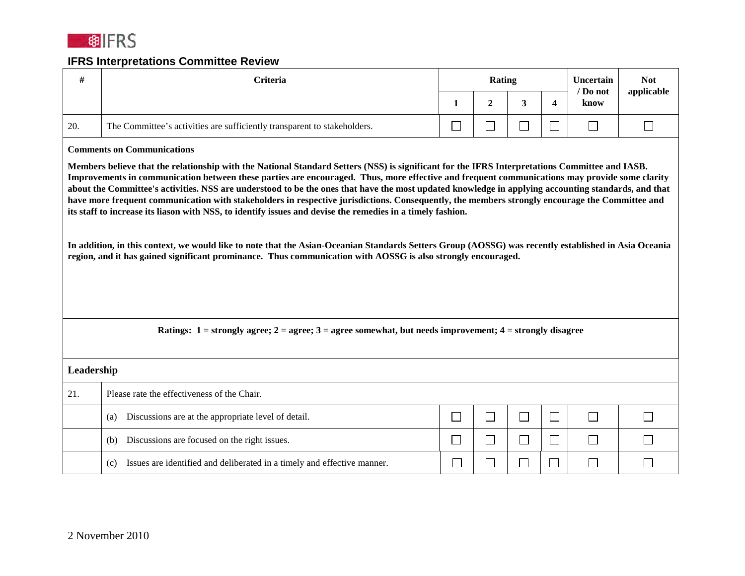## IFRS Interpretations Committee Review

| # | Criteria | Rating | | | | Uncertain / Do not know | Not applicable |
|---|---|---|---|---|---|---|---|
| | | 1 | 2 | 3 | 4 | | |
| 20. | The Committee's activities are sufficiently transparent to stakeholders. | ☐ | ☐ | ☐ | ☐ | ☐ | ☐ |

**Comments on Communications**

**Members believe that the relationship with the National Standard Setters (NSS) is significant for the IFRS Interpretations Committee and IASB. Improvements in communication between these parties are encouraged. Thus, more effective and frequent communications may provide some clarity about the Committee's activities. NSS are understood to be the ones that have the most updated knowledge in applying accounting standards, and that have more frequent communication with stakeholders in respective jurisdictions. Consequently, the members strongly encourage the Committee and its staff to increase its liason with NSS, to identify issues and devise the remedies in a timely fashion.**

**In addition, in this context, we would like to note that the Asian-Oceanian Standards Setters Group (AOSSG) was recently established in Asia Oceania region, and it has gained significant prominance. Thus communication with AOSSG is also strongly encouraged.**

**Ratings: 1 = strongly agree; 2 = agree; 3 = agree somewhat, but needs improvement; 4 = strongly disagree**

### Leadership

| # | Criteria | 1 | 2 | 3 | 4 | Uncertain / Do not know | Not applicable |
|---|---|---|---|---|---|---|---|
| 21. | Please rate the effectiveness of the Chair. | | | | | | |
| | (a) Discussions are at the appropriate level of detail. | ☐ | ☐ | ☐ | ☐ | ☐ | ☐ |
| | (b) Discussions are focused on the right issues. | ☐ | ☐ | ☐ | ☐ | ☐ | ☐ |
| | (c) Issues are identified and deliberated in a timely and effective manner. | ☐ | ☐ | ☐ | ☐ | ☐ | ☐ |

2 November 2010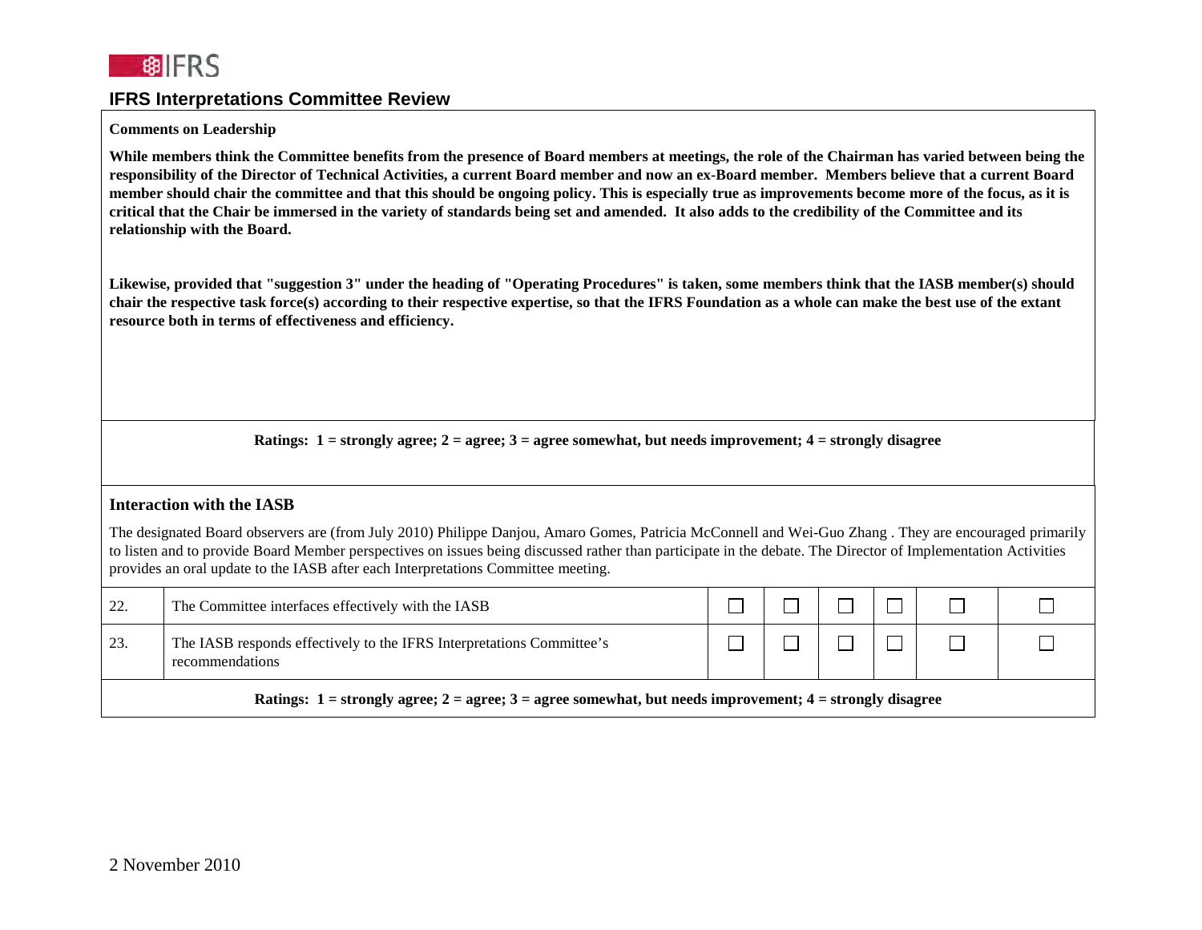## IFRS Interpretations Committee Review

**Comments on Leadership**

**While members think the Committee benefits from the presence of Board members at meetings, the role of the Chairman has varied between being the responsibility of the Director of Technical Activities, a current Board member and now an ex-Board member. Members believe that a current Board member should chair the committee and that this should be ongoing policy. This is especially true as improvements become more of the focus, as it is critical that the Chair be immersed in the variety of standards being set and amended. It also adds to the credibility of the Committee and its relationship with the Board.**

**Likewise, provided that "suggestion 3" under the heading of "Operating Procedures" is taken, some members think that the IASB member(s) should chair the respective task force(s) according to their respective expertise, so that the IFRS Foundation as a whole can make the best use of the extant resource both in terms of effectiveness and efficiency.**

**Ratings: 1 = strongly agree; 2 = agree; 3 = agree somewhat, but needs improvement; 4 = strongly disagree**

### Interaction with the IASB

The designated Board observers are (from July 2010) Philippe Danjou, Amaro Gomes, Patricia McConnell and Wei-Guo Zhang . They are encouraged primarily to listen and to provide Board Member perspectives on issues being discussed rather than participate in the debate. The Director of Implementation Activities provides an oral update to the IASB after each Interpretations Committee meeting.

| | | | | | | | |
|---|---|---|---|---|---|---|---|
| 22. | The Committee interfaces effectively with the IASB | ☐ | ☐ | ☐ | ☐ | ☐ | ☐ |
| 23. | The IASB responds effectively to the IFRS Interpretations Committee's recommendations | ☐ | ☐ | ☐ | ☐ | ☐ | ☐ |

**Ratings: 1 = strongly agree; 2 = agree; 3 = agree somewhat, but needs improvement; 4 = strongly disagree**

2 November 2010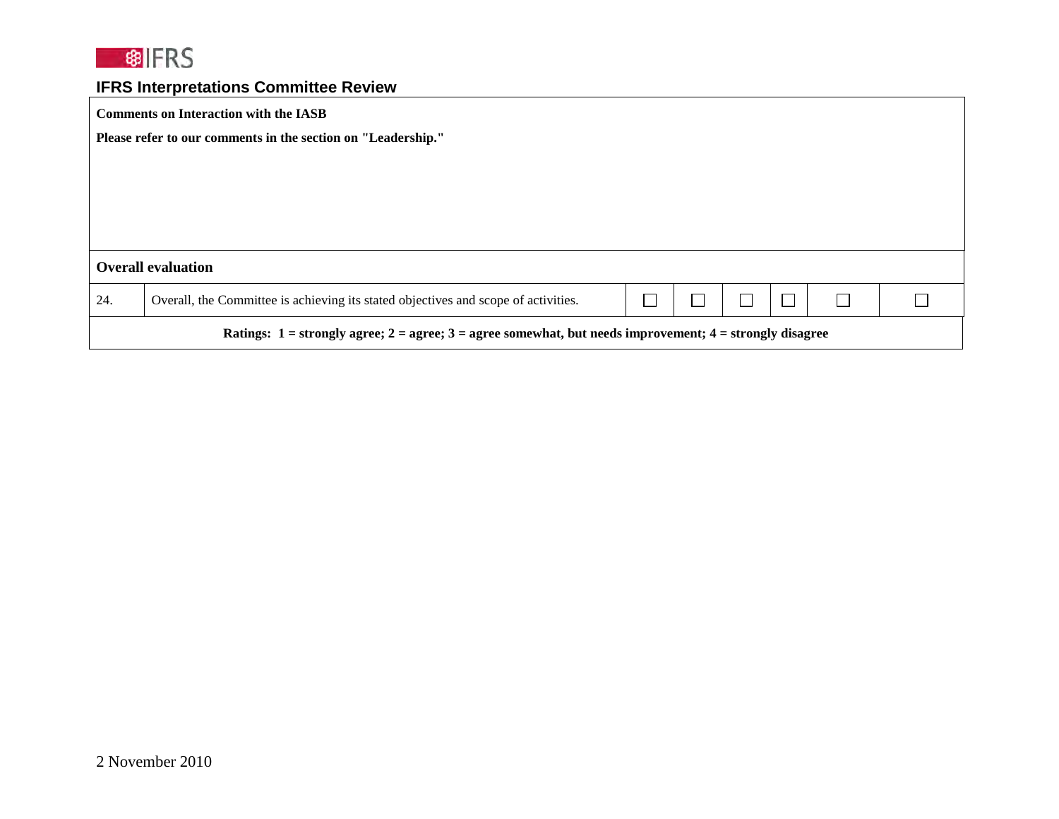## IFRS Interpretations Committee Review

**Comments on Interaction with the IASB**

**Please refer to our comments in the section on "Leadership."**

**Overall evaluation**

| | | | | | | | |
|---|---|---|---|---|---|---|---|
| 24. | Overall, the Committee is achieving its stated objectives and scope of activities. | ☐ | ☐ | ☐ | ☐ | ☐ | ☐ |

**Ratings: 1 = strongly agree; 2 = agree; 3 = agree somewhat, but needs improvement; 4 = strongly disagree**

2 November 2010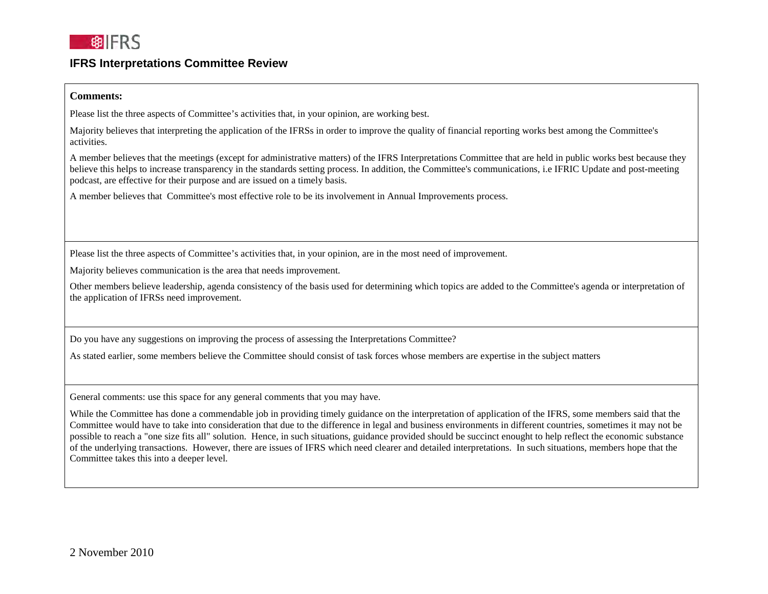## IFRS Interpretations Committee Review

**Comments:**

Please list the three aspects of Committee's activities that, in your opinion, are working best.

Majority believes that interpreting the application of the IFRSs in order to improve the quality of financial reporting works best among the Committee's activities.

A member believes that the meetings (except for administrative matters) of the IFRS Interpretations Committee that are held in public works best because they believe this helps to increase transparency in the standards setting process. In addition, the Committee's communications, i.e IFRIC Update and post-meeting podcast, are effective for their purpose and are issued on a timely basis.

A member believes that Committee's most effective role to be its involvement in Annual Improvements process.

Please list the three aspects of Committee's activities that, in your opinion, are in the most need of improvement.

Majority believes communication is the area that needs improvement.

Other members believe leadership, agenda consistency of the basis used for determining which topics are added to the Committee's agenda or interpretation of the application of IFRSs need improvement.

Do you have any suggestions on improving the process of assessing the Interpretations Committee?

As stated earlier, some members believe the Committee should consist of task forces whose members are expertise in the subject matters

General comments: use this space for any general comments that you may have.

While the Committee has done a commendable job in providing timely guidance on the interpretation of application of the IFRS, some members said that the Committee would have to take into consideration that due to the difference in legal and business environments in different countries, sometimes it may not be possible to reach a "one size fits all" solution. Hence, in such situations, guidance provided should be succinct enought to help reflect the economic substance of the underlying transactions. However, there are issues of IFRS which need clearer and detailed interpretations. In such situations, members hope that the Committee takes this into a deeper level.

2 November 2010